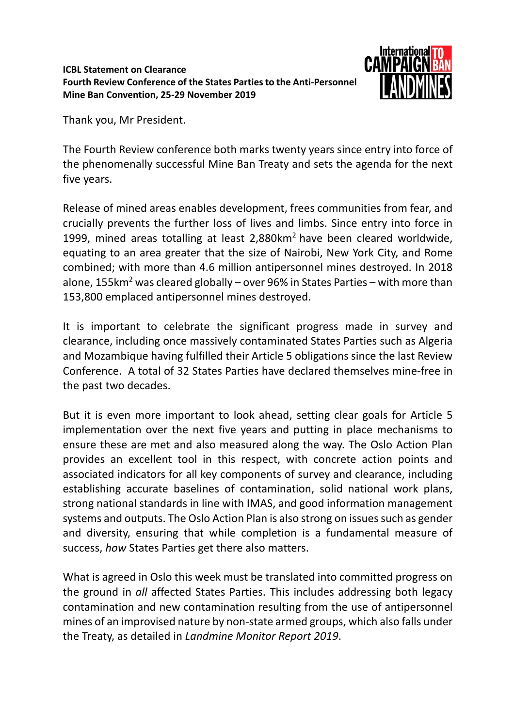**ICBL Statement on Clearance**
**Fourth Review Conference of the States Parties to the Anti-Personnel Mine Ban Convention, 25-29 November 2019**

Thank you, Mr President.

The Fourth Review conference both marks twenty years since entry into force of the phenomenally successful Mine Ban Treaty and sets the agenda for the next five years.

Release of mined areas enables development, frees communities from fear, and crucially prevents the further loss of lives and limbs. Since entry into force in 1999, mined areas totalling at least 2,880km$^2$ have been cleared worldwide, equating to an area greater that the size of Nairobi, New York City, and Rome combined; with more than 4.6 million antipersonnel mines destroyed. In 2018 alone, 155km$^2$ was cleared globally – over 96% in States Parties – with more than 153,800 emplaced antipersonnel mines destroyed.

It is important to celebrate the significant progress made in survey and clearance, including once massively contaminated States Parties such as Algeria and Mozambique having fulfilled their Article 5 obligations since the last Review Conference. A total of 32 States Parties have declared themselves mine-free in the past two decades.

But it is even more important to look ahead, setting clear goals for Article 5 implementation over the next five years and putting in place mechanisms to ensure these are met and also measured along the way. The Oslo Action Plan provides an excellent tool in this respect, with concrete action points and associated indicators for all key components of survey and clearance, including establishing accurate baselines of contamination, solid national work plans, strong national standards in line with IMAS, and good information management systems and outputs. The Oslo Action Plan is also strong on issues such as gender and diversity, ensuring that while completion is a fundamental measure of success, *how* States Parties get there also matters.

What is agreed in Oslo this week must be translated into committed progress on the ground in *all* affected States Parties. This includes addressing both legacy contamination and new contamination resulting from the use of antipersonnel mines of an improvised nature by non-state armed groups, which also falls under the Treaty, as detailed in *Landmine Monitor Report 2019*.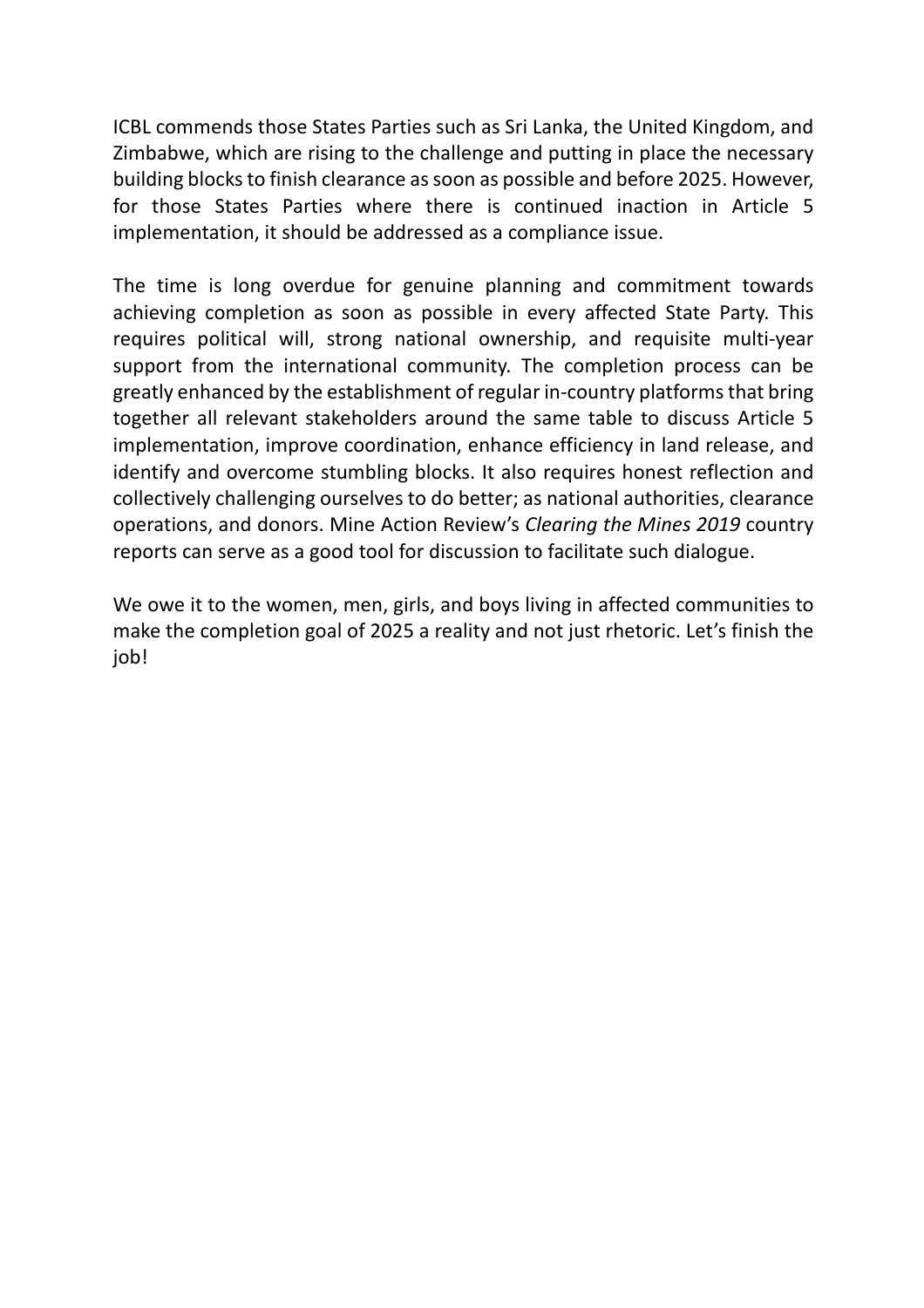ICBL commends those States Parties such as Sri Lanka, the United Kingdom, and Zimbabwe, which are rising to the challenge and putting in place the necessary building blocks to finish clearance as soon as possible and before 2025. However, for those States Parties where there is continued inaction in Article 5 implementation, it should be addressed as a compliance issue.

The time is long overdue for genuine planning and commitment towards achieving completion as soon as possible in every affected State Party. This requires political will, strong national ownership, and requisite multi-year support from the international community. The completion process can be greatly enhanced by the establishment of regular in-country platforms that bring together all relevant stakeholders around the same table to discuss Article 5 implementation, improve coordination, enhance efficiency in land release, and identify and overcome stumbling blocks. It also requires honest reflection and collectively challenging ourselves to do better; as national authorities, clearance operations, and donors. Mine Action Review's *Clearing the Mines 2019* country reports can serve as a good tool for discussion to facilitate such dialogue.

We owe it to the women, men, girls, and boys living in affected communities to make the completion goal of 2025 a reality and not just rhetoric. Let's finish the job!